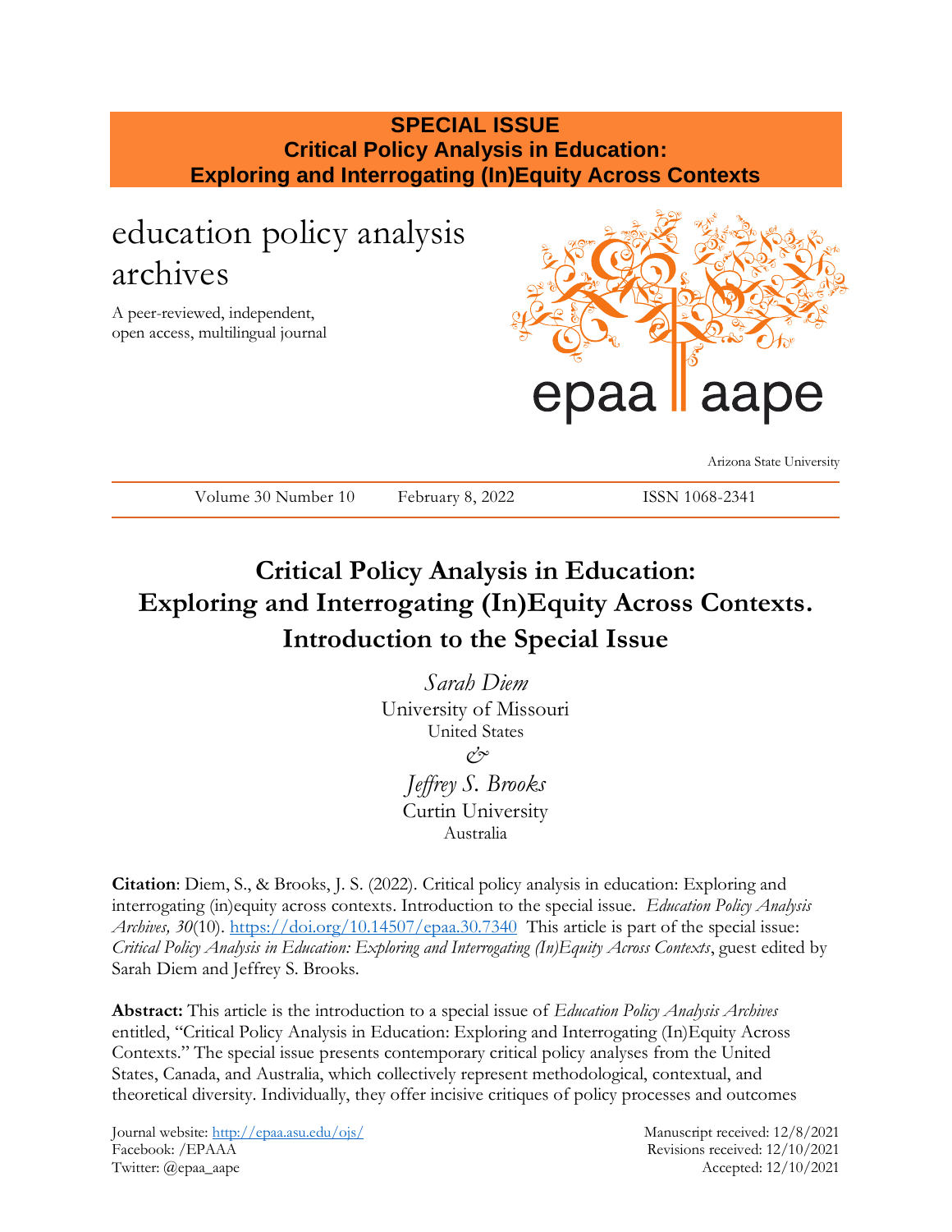**SPECIAL ISSUE**
**Critical Policy Analysis in Education:**
**Exploring and Interrogating (In)Equity Across Contexts**

education policy analysis archives

A peer-reviewed, independent, open access, multilingual journal

epaa aape

Arizona State University

Volume 30 Number 10 February 8, 2022 ISSN 1068-2341

# Critical Policy Analysis in Education: Exploring and Interrogating (In)Equity Across Contexts. Introduction to the Special Issue

*Sarah Diem*
University of Missouri
United States
&
*Jeffrey S. Brooks*
Curtin University
Australia

**Citation**: Diem, S., & Brooks, J. S. (2022). Critical policy analysis in education: Exploring and interrogating (in)equity across contexts. Introduction to the special issue. *Education Policy Analysis Archives, 30*(10). https://doi.org/10.14507/epaa.30.7340 This article is part of the special issue: *Critical Policy Analysis in Education: Exploring and Interrogating (In)Equity Across Contexts*, guest edited by Sarah Diem and Jeffrey S. Brooks.

**Abstract:** This article is the introduction to a special issue of *Education Policy Analysis Archives* entitled, "Critical Policy Analysis in Education: Exploring and Interrogating (In)Equity Across Contexts." The special issue presents contemporary critical policy analyses from the United States, Canada, and Australia, which collectively represent methodological, contextual, and theoretical diversity. Individually, they offer incisive critiques of policy processes and outcomes

Journal website: http://epaa.asu.edu/ojs/
Facebook: /EPAAA
Twitter: @epaa_aape

Manuscript received: 12/8/2021
Revisions received: 12/10/2021
Accepted: 12/10/2021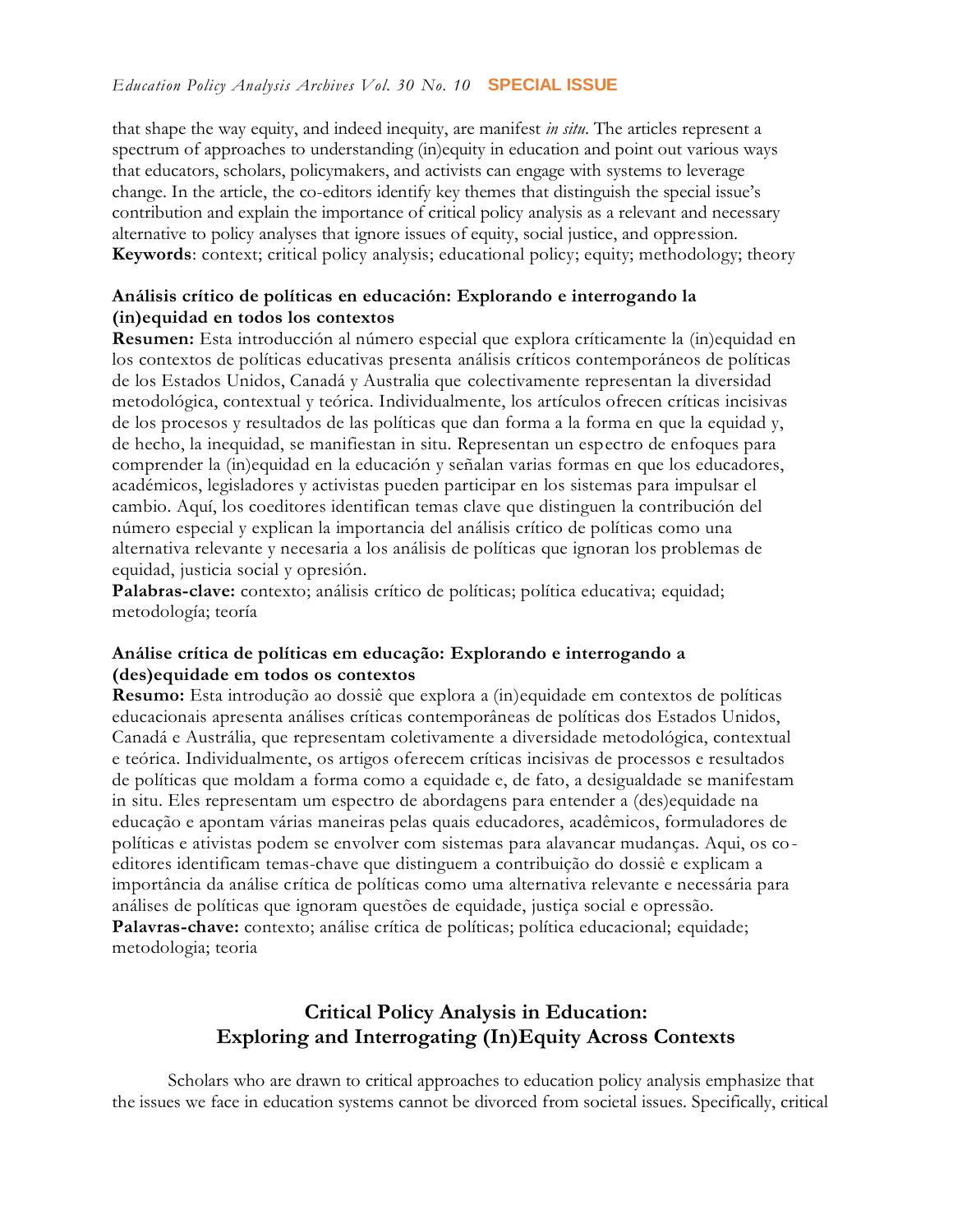that shape the way equity, and indeed inequity, are manifest *in situ*. The articles represent a spectrum of approaches to understanding (in)equity in education and point out various ways that educators, scholars, policymakers, and activists can engage with systems to leverage change. In the article, the co-editors identify key themes that distinguish the special issue's contribution and explain the importance of critical policy analysis as a relevant and necessary alternative to policy analyses that ignore issues of equity, social justice, and oppression.
**Keywords**: context; critical policy analysis; educational policy; equity; methodology; theory

**Análisis crítico de políticas en educación: Explorando e interrogando la (in)equidad en todos los contextos**
**Resumen:** Esta introducción al número especial que explora críticamente la (in)equidad en los contextos de políticas educativas presenta análisis críticos contemporáneos de políticas de los Estados Unidos, Canadá y Australia que colectivamente representan la diversidad metodológica, contextual y teórica. Individualmente, los artículos ofrecen críticas incisivas de los procesos y resultados de las políticas que dan forma a la forma en que la equidad y, de hecho, la inequidad, se manifiestan in situ. Representan un espectro de enfoques para comprender la (in)equidad en la educación y señalan varias formas en que los educadores, académicos, legisladores y activistas pueden participar en los sistemas para impulsar el cambio. Aquí, los coeditores identifican temas clave que distinguen la contribución del número especial y explican la importancia del análisis crítico de políticas como una alternativa relevante y necesaria a los análisis de políticas que ignoran los problemas de equidad, justicia social y opresión.
**Palabras-clave:** contexto; análisis crítico de políticas; política educativa; equidad; metodología; teoría

**Análise crítica de políticas em educação: Explorando e interrogando a (des)equidade em todos os contextos**
**Resumo:** Esta introdução ao dossiê que explora a (in)equidade em contextos de políticas educacionais apresenta análises críticas contemporâneas de políticas dos Estados Unidos, Canadá e Austrália, que representam coletivamente a diversidade metodológica, contextual e teórica. Individualmente, os artigos oferecem críticas incisivas de processos e resultados de políticas que moldam a forma como a equidade e, de fato, a desigualdade se manifestam in situ. Eles representam um espectro de abordagens para entender a (des)equidade na educação e apontam várias maneiras pelas quais educadores, acadêmicos, formuladores de políticas e ativistas podem se envolver com sistemas para alavancar mudanças. Aqui, os co-editores identificam temas-chave que distinguem a contribuição do dossiê e explicam a importância da análise crítica de políticas como uma alternativa relevante e necessária para análises de políticas que ignoram questões de equidade, justiça social e opressão.
**Palavras-chave:** contexto; análise crítica de políticas; política educacional; equidade; metodologia; teoria

## Critical Policy Analysis in Education: Exploring and Interrogating (In)Equity Across Contexts

Scholars who are drawn to critical approaches to education policy analysis emphasize that the issues we face in education systems cannot be divorced from societal issues. Specifically, critical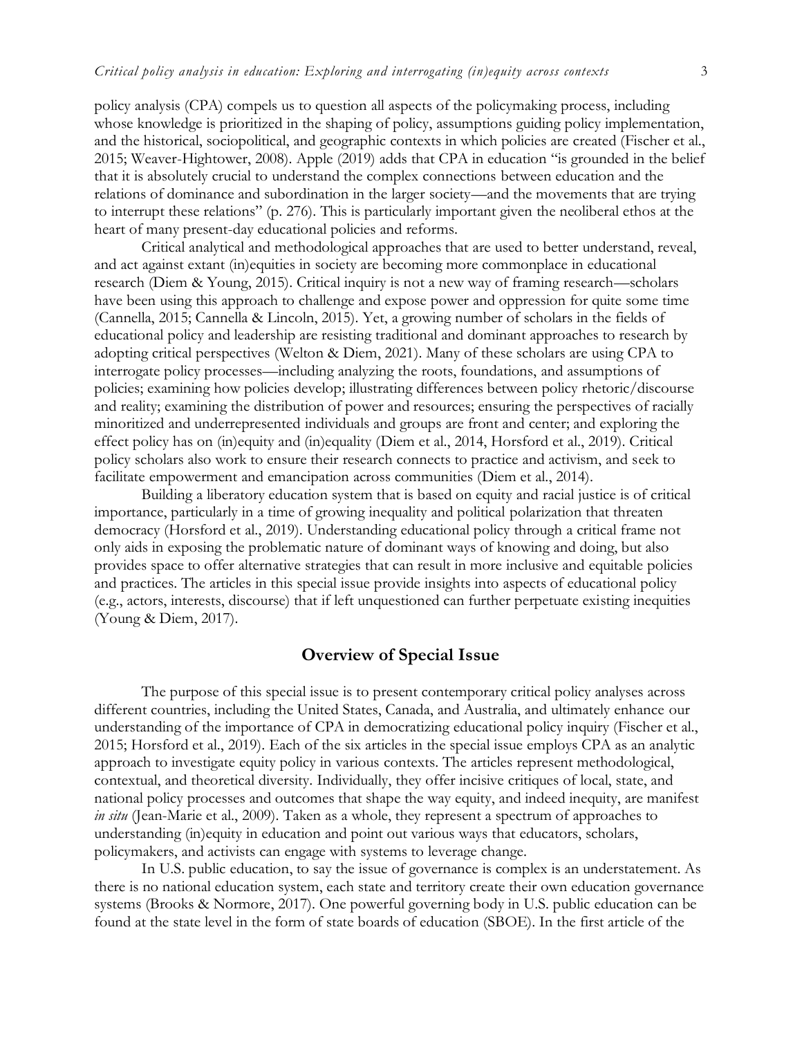policy analysis (CPA) compels us to question all aspects of the policymaking process, including whose knowledge is prioritized in the shaping of policy, assumptions guiding policy implementation, and the historical, sociopolitical, and geographic contexts in which policies are created (Fischer et al., 2015; Weaver-Hightower, 2008). Apple (2019) adds that CPA in education "is grounded in the belief that it is absolutely crucial to understand the complex connections between education and the relations of dominance and subordination in the larger society—and the movements that are trying to interrupt these relations" (p. 276). This is particularly important given the neoliberal ethos at the heart of many present-day educational policies and reforms.

Critical analytical and methodological approaches that are used to better understand, reveal, and act against extant (in)equities in society are becoming more commonplace in educational research (Diem & Young, 2015). Critical inquiry is not a new way of framing research—scholars have been using this approach to challenge and expose power and oppression for quite some time (Cannella, 2015; Cannella & Lincoln, 2015). Yet, a growing number of scholars in the fields of educational policy and leadership are resisting traditional and dominant approaches to research by adopting critical perspectives (Welton & Diem, 2021). Many of these scholars are using CPA to interrogate policy processes—including analyzing the roots, foundations, and assumptions of policies; examining how policies develop; illustrating differences between policy rhetoric/discourse and reality; examining the distribution of power and resources; ensuring the perspectives of racially minoritized and underrepresented individuals and groups are front and center; and exploring the effect policy has on (in)equity and (in)equality (Diem et al., 2014, Horsford et al., 2019). Critical policy scholars also work to ensure their research connects to practice and activism, and seek to facilitate empowerment and emancipation across communities (Diem et al., 2014).

Building a liberatory education system that is based on equity and racial justice is of critical importance, particularly in a time of growing inequality and political polarization that threaten democracy (Horsford et al., 2019). Understanding educational policy through a critical frame not only aids in exposing the problematic nature of dominant ways of knowing and doing, but also provides space to offer alternative strategies that can result in more inclusive and equitable policies and practices. The articles in this special issue provide insights into aspects of educational policy (e.g., actors, interests, discourse) that if left unquestioned can further perpetuate existing inequities (Young & Diem, 2017).

## Overview of Special Issue

The purpose of this special issue is to present contemporary critical policy analyses across different countries, including the United States, Canada, and Australia, and ultimately enhance our understanding of the importance of CPA in democratizing educational policy inquiry (Fischer et al., 2015; Horsford et al., 2019). Each of the six articles in the special issue employs CPA as an analytic approach to investigate equity policy in various contexts. The articles represent methodological, contextual, and theoretical diversity. Individually, they offer incisive critiques of local, state, and national policy processes and outcomes that shape the way equity, and indeed inequity, are manifest *in situ* (Jean-Marie et al., 2009). Taken as a whole, they represent a spectrum of approaches to understanding (in)equity in education and point out various ways that educators, scholars, policymakers, and activists can engage with systems to leverage change.

In U.S. public education, to say the issue of governance is complex is an understatement. As there is no national education system, each state and territory create their own education governance systems (Brooks & Normore, 2017). One powerful governing body in U.S. public education can be found at the state level in the form of state boards of education (SBOE). In the first article of the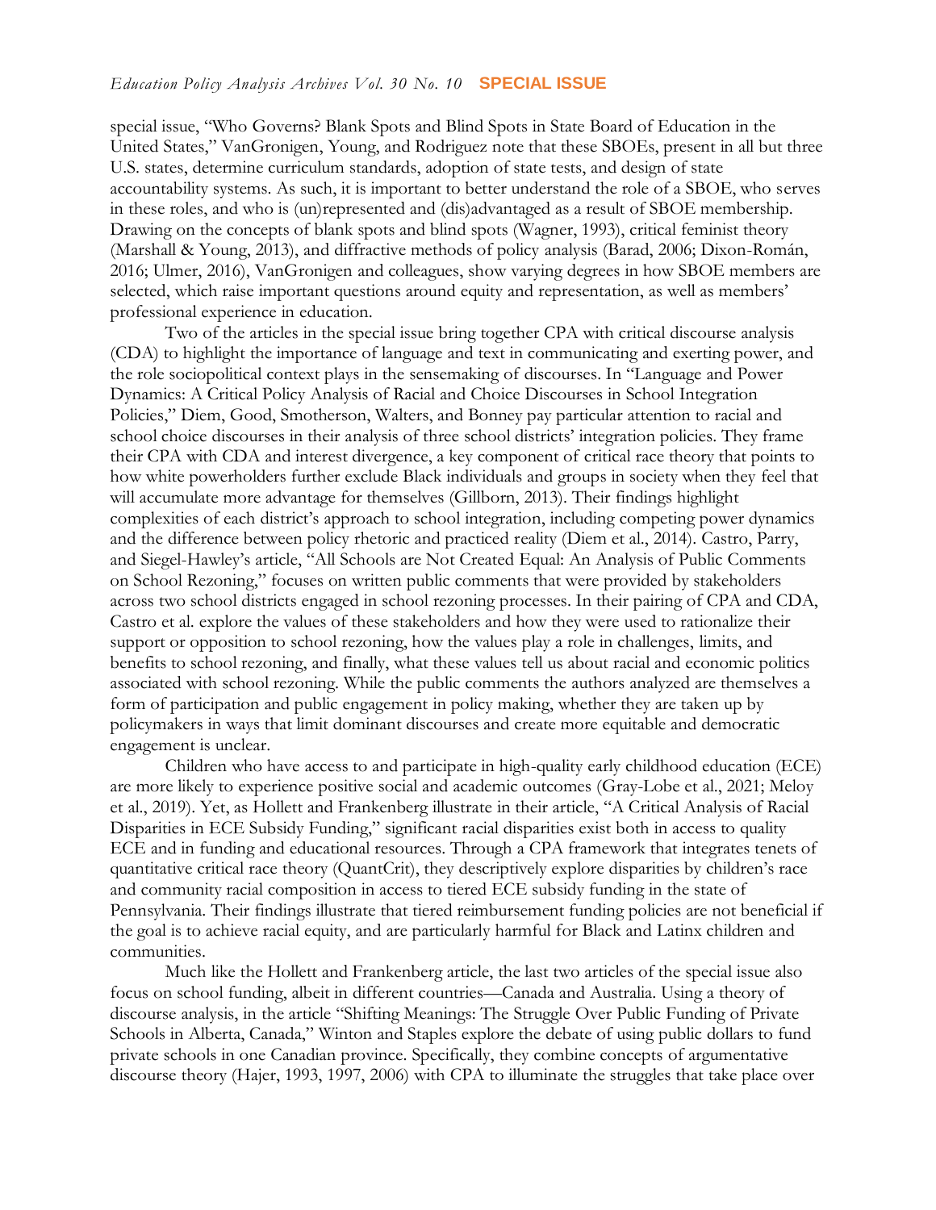special issue, "Who Governs? Blank Spots and Blind Spots in State Board of Education in the United States," VanGronigen, Young, and Rodriguez note that these SBOEs, present in all but three U.S. states, determine curriculum standards, adoption of state tests, and design of state accountability systems. As such, it is important to better understand the role of a SBOE, who serves in these roles, and who is (un)represented and (dis)advantaged as a result of SBOE membership. Drawing on the concepts of blank spots and blind spots (Wagner, 1993), critical feminist theory (Marshall & Young, 2013), and diffractive methods of policy analysis (Barad, 2006; Dixon-Román, 2016; Ulmer, 2016), VanGronigen and colleagues, show varying degrees in how SBOE members are selected, which raise important questions around equity and representation, as well as members' professional experience in education.

Two of the articles in the special issue bring together CPA with critical discourse analysis (CDA) to highlight the importance of language and text in communicating and exerting power, and the role sociopolitical context plays in the sensemaking of discourses. In "Language and Power Dynamics: A Critical Policy Analysis of Racial and Choice Discourses in School Integration Policies," Diem, Good, Smotherson, Walters, and Bonney pay particular attention to racial and school choice discourses in their analysis of three school districts' integration policies. They frame their CPA with CDA and interest divergence, a key component of critical race theory that points to how white powerholders further exclude Black individuals and groups in society when they feel that will accumulate more advantage for themselves (Gillborn, 2013). Their findings highlight complexities of each district's approach to school integration, including competing power dynamics and the difference between policy rhetoric and practiced reality (Diem et al., 2014). Castro, Parry, and Siegel-Hawley's article, "All Schools are Not Created Equal: An Analysis of Public Comments on School Rezoning," focuses on written public comments that were provided by stakeholders across two school districts engaged in school rezoning processes. In their pairing of CPA and CDA, Castro et al. explore the values of these stakeholders and how they were used to rationalize their support or opposition to school rezoning, how the values play a role in challenges, limits, and benefits to school rezoning, and finally, what these values tell us about racial and economic politics associated with school rezoning. While the public comments the authors analyzed are themselves a form of participation and public engagement in policy making, whether they are taken up by policymakers in ways that limit dominant discourses and create more equitable and democratic engagement is unclear.

Children who have access to and participate in high-quality early childhood education (ECE) are more likely to experience positive social and academic outcomes (Gray-Lobe et al., 2021; Meloy et al., 2019). Yet, as Hollett and Frankenberg illustrate in their article, "A Critical Analysis of Racial Disparities in ECE Subsidy Funding," significant racial disparities exist both in access to quality ECE and in funding and educational resources. Through a CPA framework that integrates tenets of quantitative critical race theory (QuantCrit), they descriptively explore disparities by children's race and community racial composition in access to tiered ECE subsidy funding in the state of Pennsylvania. Their findings illustrate that tiered reimbursement funding policies are not beneficial if the goal is to achieve racial equity, and are particularly harmful for Black and Latinx children and communities.

Much like the Hollett and Frankenberg article, the last two articles of the special issue also focus on school funding, albeit in different countries—Canada and Australia. Using a theory of discourse analysis, in the article "Shifting Meanings: The Struggle Over Public Funding of Private Schools in Alberta, Canada," Winton and Staples explore the debate of using public dollars to fund private schools in one Canadian province. Specifically, they combine concepts of argumentative discourse theory (Hajer, 1993, 1997, 2006) with CPA to illuminate the struggles that take place over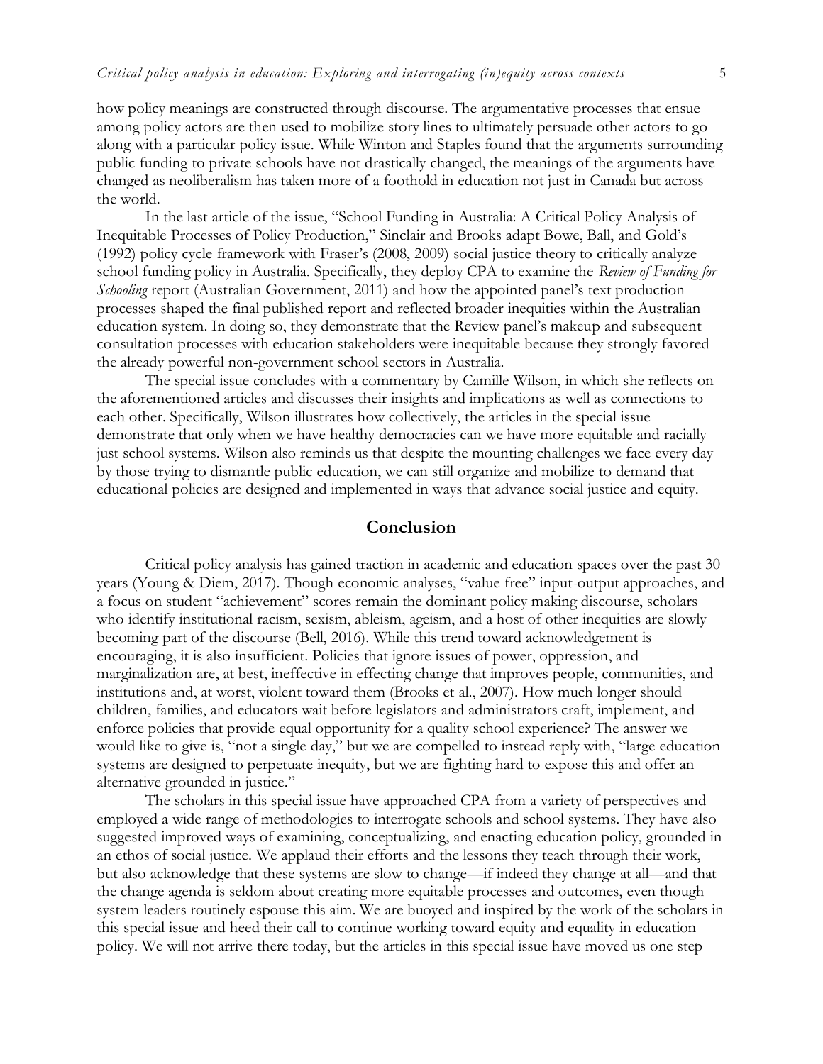how policy meanings are constructed through discourse. The argumentative processes that ensue among policy actors are then used to mobilize story lines to ultimately persuade other actors to go along with a particular policy issue. While Winton and Staples found that the arguments surrounding public funding to private schools have not drastically changed, the meanings of the arguments have changed as neoliberalism has taken more of a foothold in education not just in Canada but across the world.

In the last article of the issue, "School Funding in Australia: A Critical Policy Analysis of Inequitable Processes of Policy Production," Sinclair and Brooks adapt Bowe, Ball, and Gold's (1992) policy cycle framework with Fraser's (2008, 2009) social justice theory to critically analyze school funding policy in Australia. Specifically, they deploy CPA to examine the *Review of Funding for Schooling* report (Australian Government, 2011) and how the appointed panel's text production processes shaped the final published report and reflected broader inequities within the Australian education system. In doing so, they demonstrate that the Review panel's makeup and subsequent consultation processes with education stakeholders were inequitable because they strongly favored the already powerful non-government school sectors in Australia.

The special issue concludes with a commentary by Camille Wilson, in which she reflects on the aforementioned articles and discusses their insights and implications as well as connections to each other. Specifically, Wilson illustrates how collectively, the articles in the special issue demonstrate that only when we have healthy democracies can we have more equitable and racially just school systems. Wilson also reminds us that despite the mounting challenges we face every day by those trying to dismantle public education, we can still organize and mobilize to demand that educational policies are designed and implemented in ways that advance social justice and equity.

## Conclusion

Critical policy analysis has gained traction in academic and education spaces over the past 30 years (Young & Diem, 2017). Though economic analyses, "value free" input-output approaches, and a focus on student "achievement" scores remain the dominant policy making discourse, scholars who identify institutional racism, sexism, ableism, ageism, and a host of other inequities are slowly becoming part of the discourse (Bell, 2016). While this trend toward acknowledgement is encouraging, it is also insufficient. Policies that ignore issues of power, oppression, and marginalization are, at best, ineffective in effecting change that improves people, communities, and institutions and, at worst, violent toward them (Brooks et al., 2007). How much longer should children, families, and educators wait before legislators and administrators craft, implement, and enforce policies that provide equal opportunity for a quality school experience? The answer we would like to give is, "not a single day," but we are compelled to instead reply with, "large education systems are designed to perpetuate inequity, but we are fighting hard to expose this and offer an alternative grounded in justice."

The scholars in this special issue have approached CPA from a variety of perspectives and employed a wide range of methodologies to interrogate schools and school systems. They have also suggested improved ways of examining, conceptualizing, and enacting education policy, grounded in an ethos of social justice. We applaud their efforts and the lessons they teach through their work, but also acknowledge that these systems are slow to change—if indeed they change at all—and that the change agenda is seldom about creating more equitable processes and outcomes, even though system leaders routinely espouse this aim. We are buoyed and inspired by the work of the scholars in this special issue and heed their call to continue working toward equity and equality in education policy. We will not arrive there today, but the articles in this special issue have moved us one step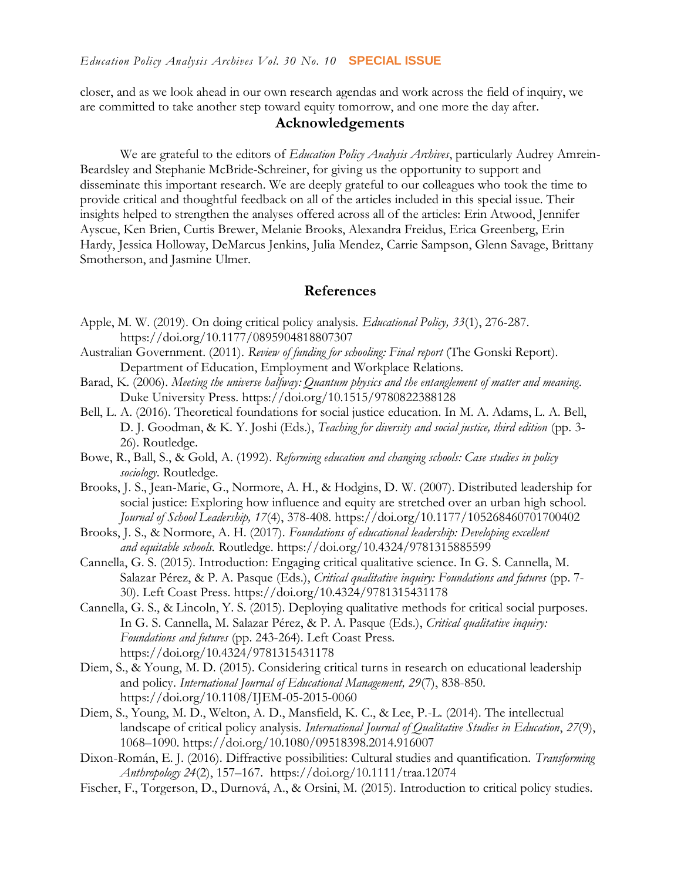closer, and as we look ahead in our own research agendas and work across the field of inquiry, we are committed to take another step toward equity tomorrow, and one more the day after.

## Acknowledgements

We are grateful to the editors of *Education Policy Analysis Archives*, particularly Audrey Amrein-Beardsley and Stephanie McBride-Schreiner, for giving us the opportunity to support and disseminate this important research. We are deeply grateful to our colleagues who took the time to provide critical and thoughtful feedback on all of the articles included in this special issue. Their insights helped to strengthen the analyses offered across all of the articles: Erin Atwood, Jennifer Ayscue, Ken Brien, Curtis Brewer, Melanie Brooks, Alexandra Freidus, Erica Greenberg, Erin Hardy, Jessica Holloway, DeMarcus Jenkins, Julia Mendez, Carrie Sampson, Glenn Savage, Brittany Smotherson, and Jasmine Ulmer.

## References

Apple, M. W. (2019). On doing critical policy analysis. *Educational Policy, 33*(1), 276-287. https://doi.org/10.1177/0895904818807307

Australian Government. (2011). *Review of funding for schooling: Final report* (The Gonski Report). Department of Education, Employment and Workplace Relations.

Barad, K. (2006). *Meeting the universe halfway: Quantum physics and the entanglement of matter and meaning*. Duke University Press. https://doi.org/10.1515/9780822388128

Bell, L. A. (2016). Theoretical foundations for social justice education. In M. A. Adams, L. A. Bell, D. J. Goodman, & K. Y. Joshi (Eds.), *Teaching for diversity and social justice, third edition* (pp. 3-26). Routledge.

Bowe, R., Ball, S., & Gold, A. (1992). *Reforming education and changing schools: Case studies in policy sociology*. Routledge.

Brooks, J. S., Jean-Marie, G., Normore, A. H., & Hodgins, D. W. (2007). Distributed leadership for social justice: Exploring how influence and equity are stretched over an urban high school. *Journal of School Leadership, 17*(4), 378-408. https://doi.org/10.1177/105268460701700402

Brooks, J. S., & Normore, A. H. (2017). *Foundations of educational leadership: Developing excellent and equitable schools.* Routledge. https://doi.org/10.4324/9781315885599

Cannella, G. S. (2015). Introduction: Engaging critical qualitative science. In G. S. Cannella, M. Salazar Pérez, & P. A. Pasque (Eds.), *Critical qualitative inquiry: Foundations and futures* (pp. 7-30). Left Coast Press. https://doi.org/10.4324/9781315431178

Cannella, G. S., & Lincoln, Y. S. (2015). Deploying qualitative methods for critical social purposes. In G. S. Cannella, M. Salazar Pérez, & P. A. Pasque (Eds.), *Critical qualitative inquiry: Foundations and futures* (pp. 243-264). Left Coast Press. https://doi.org/10.4324/9781315431178

Diem, S., & Young, M. D. (2015). Considering critical turns in research on educational leadership and policy. *International Journal of Educational Management, 29*(7), 838-850. https://doi.org/10.1108/IJEM-05-2015-0060

Diem, S., Young, M. D., Welton, A. D., Mansfield, K. C., & Lee, P.-L. (2014). The intellectual landscape of critical policy analysis. *International Journal of Qualitative Studies in Education*, *27*(9), 1068–1090. https://doi.org/10.1080/09518398.2014.916007

Dixon-Román, E. J. (2016). Diffractive possibilities: Cultural studies and quantification. *Transforming Anthropology 24*(2), 157–167. https://doi.org/10.1111/traa.12074

Fischer, F., Torgerson, D., Durnová, A., & Orsini, M. (2015). Introduction to critical policy studies.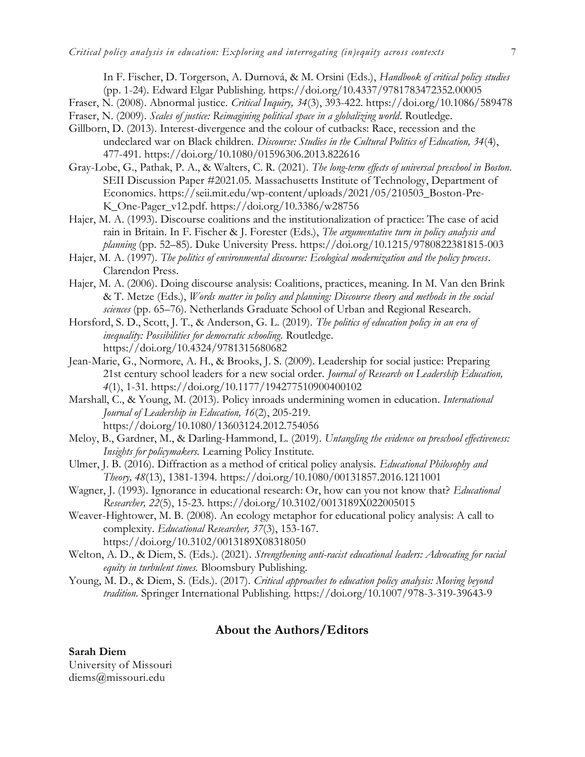In F. Fischer, D. Torgerson, A. Durnová, & M. Orsini (Eds.), *Handbook of critical policy studies* (pp. 1-24). Edward Elgar Publishing. https://doi.org/10.4337/9781783472352.00005

Fraser, N. (2008). Abnormal justice. *Critical Inquiry, 34*(3), 393-422. https://doi.org/10.1086/589478

Fraser, N. (2009). *Scales of justice: Reimagining political space in a globalizing world*. Routledge.

Gillborn, D. (2013). Interest-divergence and the colour of cutbacks: Race, recession and the undeclared war on Black children. *Discourse: Studies in the Cultural Politics of Education, 34*(4), 477-491. https://doi.org/10.1080/01596306.2013.822616

Gray-Lobe, G., Pathak, P. A., & Walters, C. R. (2021). *The long-term effects of universal preschool in Boston*. SEII Discussion Paper #2021.05. Massachusetts Institute of Technology, Department of Economics. https://seii.mit.edu/wp-content/uploads/2021/05/210503_Boston-Pre-K_One-Pager_v12.pdf. https://doi.org/10.3386/w28756

Hajer, M. A. (1993). Discourse coalitions and the institutionalization of practice: The case of acid rain in Britain. In F. Fischer & J. Forester (Eds.), *The argumentative turn in policy analysis and planning* (pp. 52–85). Duke University Press. https://doi.org/10.1215/9780822381815-003

Hajer, M. A. (1997). *The politics of environmental discourse: Ecological modernization and the policy process*. Clarendon Press.

Hajer, M. A. (2006). Doing discourse analysis: Coalitions, practices, meaning. In M. Van den Brink & T. Metze (Eds.), *Words matter in policy and planning: Discourse theory and methods in the social sciences* (pp. 65–76). Netherlands Graduate School of Urban and Regional Research.

Horsford, S. D., Scott, J. T., & Anderson, G. L. (2019). *The politics of education policy in an era of inequality: Possibilities for democratic schooling*. Routledge. https://doi.org/10.4324/9781315680682

Jean-Marie, G., Normore, A. H., & Brooks, J. S. (2009). Leadership for social justice: Preparing 21st century school leaders for a new social order. *Journal of Research on Leadership Education, 4*(1), 1-31. https://doi.org/10.1177/194277510900400102

Marshall, C., & Young, M. (2013). Policy inroads undermining women in education. *International Journal of Leadership in Education, 16*(2), 205-219. https://doi.org/10.1080/13603124.2012.754056

Meloy, B., Gardner, M., & Darling-Hammond, L. (2019). *Untangling the evidence on preschool effectiveness: Insights for policymakers.* Learning Policy Institute.

Ulmer, J. B. (2016). Diffraction as a method of critical policy analysis. *Educational Philosophy and Theory, 48*(13), 1381-1394. https://doi.org/10.1080/00131857.2016.1211001

Wagner, J. (1993). Ignorance in educational research: Or, how can you not know that? *Educational Researcher, 22*(5), 15-23. https://doi.org/10.3102/0013189X022005015

Weaver-Hightower, M. B. (2008). An ecology metaphor for educational policy analysis: A call to complexity. *Educational Researcher, 37*(3), 153-167. https://doi.org/10.3102/0013189X08318050

Welton, A. D., & Diem, S. (Eds.). (2021). *Strengthening anti-racist educational leaders: Advocating for racial equity in turbulent times.* Bloomsbury Publishing.

Young, M. D., & Diem, S. (Eds.). (2017). *Critical approaches to education policy analysis: Moving beyond tradition*. Springer International Publishing. https://doi.org/10.1007/978-3-319-39643-9

## About the Authors/Editors

**Sarah Diem**
University of Missouri
diems@missouri.edu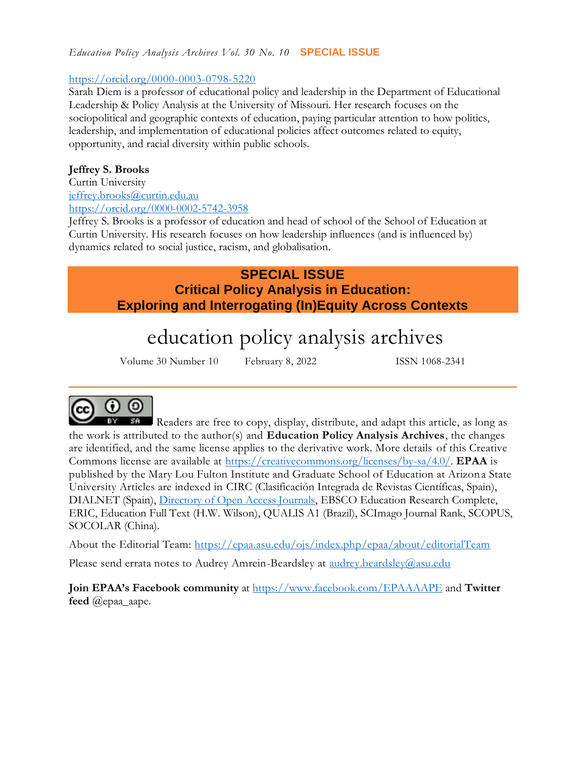https://orcid.org/0000-0003-0798-5220

Sarah Diem is a professor of educational policy and leadership in the Department of Educational Leadership & Policy Analysis at the University of Missouri. Her research focuses on the sociopolitical and geographic contexts of education, paying particular attention to how politics, leadership, and implementation of educational policies affect outcomes related to equity, opportunity, and racial diversity within public schools.

**Jeffrey S. Brooks**

Curtin University

jeffrey.brooks@curtin.edu.au

https://orcid.org/0000-0002-5742-3958

Jeffrey S. Brooks is a professor of education and head of school of the School of Education at Curtin University. His research focuses on how leadership influences (and is influenced by) dynamics related to social justice, racism, and globalisation.

**SPECIAL ISSUE**

**Critical Policy Analysis in Education: Exploring and Interrogating (In)Equity Across Contexts**

# education policy analysis archives

Volume 30 Number 10 February 8, 2022 ISSN 1068-2341

Readers are free to copy, display, distribute, and adapt this article, as long as the work is attributed to the author(s) and **Education Policy Analysis Archives**, the changes are identified, and the same license applies to the derivative work. More details of this Creative Commons license are available at https://creativecommons.org/licenses/by-sa/4.0/. **EPAA** is published by the Mary Lou Fulton Institute and Graduate School of Education at Arizona State University Articles are indexed in CIRC (Clasificación Integrada de Revistas Científicas, Spain), DIALNET (Spain), Directory of Open Access Journals, EBSCO Education Research Complete, ERIC, Education Full Text (H.W. Wilson), QUALIS A1 (Brazil), SCImago Journal Rank, SCOPUS, SOCOLAR (China).

About the Editorial Team: https://epaa.asu.edu/ojs/index.php/epaa/about/editorialTeam

Please send errata notes to Audrey Amrein-Beardsley at audrey.beardsley@asu.edu

**Join EPAA's Facebook community** at https://www.facebook.com/EPAAAAPE and **Twitter feed** @epaa_aape.